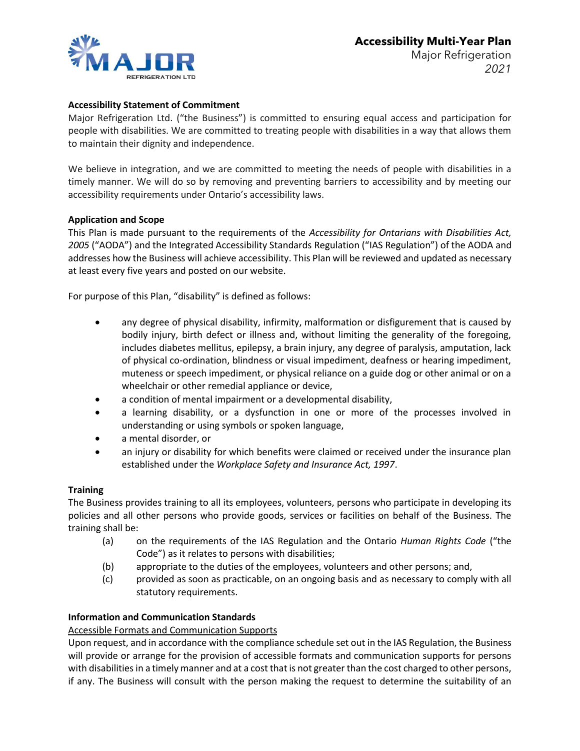# Accessibility Multi-Year Plan

Major Refrigeration

*2021*

**Accessibility Statement of Commitment**

Major Refrigeration Ltd. ("the Business") is committed to ensuring equal access and participation for people with disabilities. We are committed to treating people with disabilities in a way that allows them to maintain their dignity and independence.

We believe in integration, and we are committed to meeting the needs of people with disabilities in a timely manner. We will do so by removing and preventing barriers to accessibility and by meeting our accessibility requirements under Ontario's accessibility laws.

**Application and Scope**

This Plan is made pursuant to the requirements of the *Accessibility for Ontarians with Disabilities Act, 2005* ("AODA") and the Integrated Accessibility Standards Regulation ("IAS Regulation") of the AODA and addresses how the Business will achieve accessibility. This Plan will be reviewed and updated as necessary at least every five years and posted on our website.

For purpose of this Plan, "disability" is defined as follows:

- any degree of physical disability, infirmity, malformation or disfigurement that is caused by bodily injury, birth defect or illness and, without limiting the generality of the foregoing, includes diabetes mellitus, epilepsy, a brain injury, any degree of paralysis, amputation, lack of physical co-ordination, blindness or visual impediment, deafness or hearing impediment, muteness or speech impediment, or physical reliance on a guide dog or other animal or on a wheelchair or other remedial appliance or device,
- a condition of mental impairment or a developmental disability,
- a learning disability, or a dysfunction in one or more of the processes involved in understanding or using symbols or spoken language,
- a mental disorder, or
- an injury or disability for which benefits were claimed or received under the insurance plan established under the *Workplace Safety and Insurance Act, 1997*.

**Training**

The Business provides training to all its employees, volunteers, persons who participate in developing its policies and all other persons who provide goods, services or facilities on behalf of the Business. The training shall be:

(a) on the requirements of the IAS Regulation and the Ontario *Human Rights Code* ("the Code") as it relates to persons with disabilities;

(b) appropriate to the duties of the employees, volunteers and other persons; and,

(c) provided as soon as practicable, on an ongoing basis and as necessary to comply with all statutory requirements.

**Information and Communication Standards**

Accessible Formats and Communication Supports

Upon request, and in accordance with the compliance schedule set out in the IAS Regulation, the Business will provide or arrange for the provision of accessible formats and communication supports for persons with disabilities in a timely manner and at a cost that is not greater than the cost charged to other persons, if any. The Business will consult with the person making the request to determine the suitability of an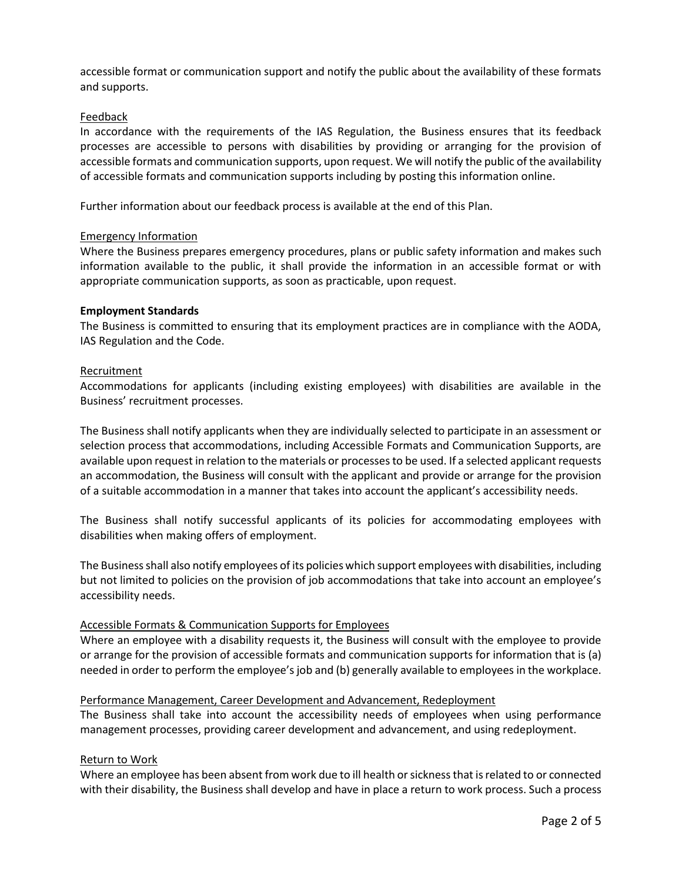accessible format or communication support and notify the public about the availability of these formats and supports.

<u>Feedback</u>

In accordance with the requirements of the IAS Regulation, the Business ensures that its feedback processes are accessible to persons with disabilities by providing or arranging for the provision of accessible formats and communication supports, upon request. We will notify the public of the availability of accessible formats and communication supports including by posting this information online.

Further information about our feedback process is available at the end of this Plan.

<u>Emergency Information</u>

Where the Business prepares emergency procedures, plans or public safety information and makes such information available to the public, it shall provide the information in an accessible format or with appropriate communication supports, as soon as practicable, upon request.

**Employment Standards**

The Business is committed to ensuring that its employment practices are in compliance with the AODA, IAS Regulation and the Code.

<u>Recruitment</u>

Accommodations for applicants (including existing employees) with disabilities are available in the Business' recruitment processes.

The Business shall notify applicants when they are individually selected to participate in an assessment or selection process that accommodations, including Accessible Formats and Communication Supports, are available upon request in relation to the materials or processes to be used. If a selected applicant requests an accommodation, the Business will consult with the applicant and provide or arrange for the provision of a suitable accommodation in a manner that takes into account the applicant's accessibility needs.

The Business shall notify successful applicants of its policies for accommodating employees with disabilities when making offers of employment.

The Business shall also notify employees of its policies which support employees with disabilities, including but not limited to policies on the provision of job accommodations that take into account an employee's accessibility needs.

<u>Accessible Formats & Communication Supports for Employees</u>

Where an employee with a disability requests it, the Business will consult with the employee to provide or arrange for the provision of accessible formats and communication supports for information that is (a) needed in order to perform the employee's job and (b) generally available to employees in the workplace.

<u>Performance Management, Career Development and Advancement, Redeployment</u>

The Business shall take into account the accessibility needs of employees when using performance management processes, providing career development and advancement, and using redeployment.

<u>Return to Work</u>

Where an employee has been absent from work due to ill health or sickness that is related to or connected with their disability, the Business shall develop and have in place a return to work process. Such a process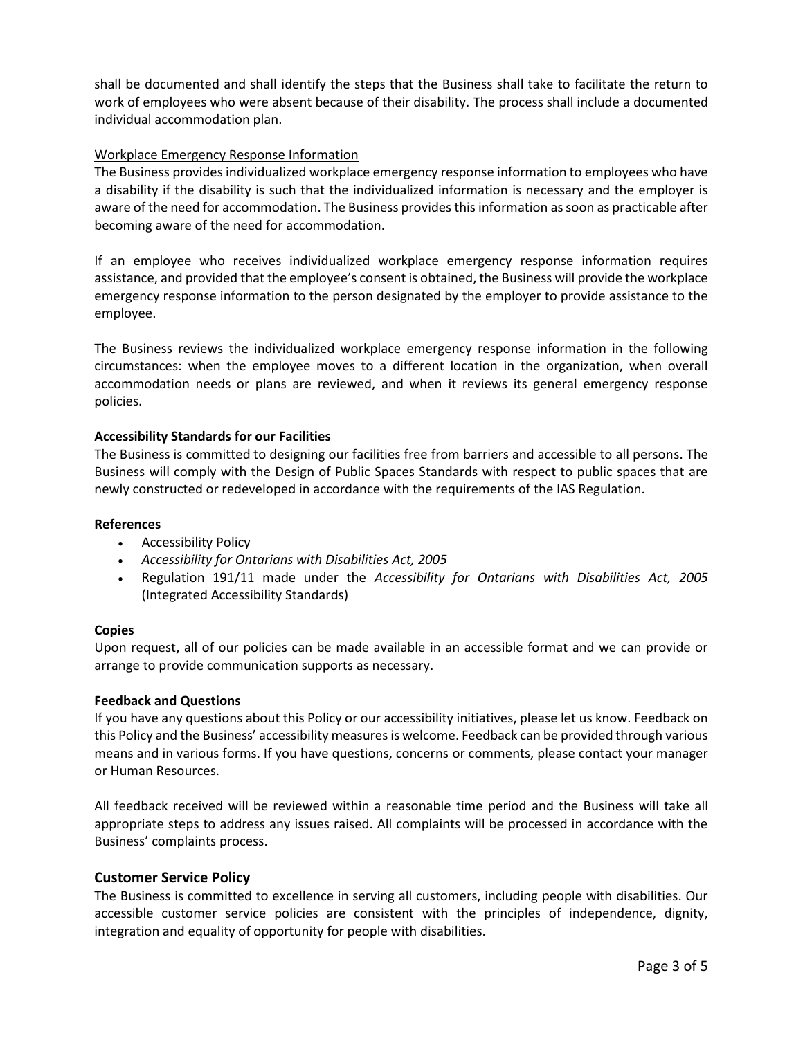shall be documented and shall identify the steps that the Business shall take to facilitate the return to work of employees who were absent because of their disability. The process shall include a documented individual accommodation plan.

Workplace Emergency Response Information

The Business provides individualized workplace emergency response information to employees who have a disability if the disability is such that the individualized information is necessary and the employer is aware of the need for accommodation. The Business provides this information as soon as practicable after becoming aware of the need for accommodation.

If an employee who receives individualized workplace emergency response information requires assistance, and provided that the employee's consent is obtained, the Business will provide the workplace emergency response information to the person designated by the employer to provide assistance to the employee.

The Business reviews the individualized workplace emergency response information in the following circumstances: when the employee moves to a different location in the organization, when overall accommodation needs or plans are reviewed, and when it reviews its general emergency response policies.

**Accessibility Standards for our Facilities**

The Business is committed to designing our facilities free from barriers and accessible to all persons. The Business will comply with the Design of Public Spaces Standards with respect to public spaces that are newly constructed or redeveloped in accordance with the requirements of the IAS Regulation.

**References**

- Accessibility Policy
- *Accessibility for Ontarians with Disabilities Act, 2005*
- Regulation 191/11 made under the *Accessibility for Ontarians with Disabilities Act, 2005* (Integrated Accessibility Standards)

**Copies**

Upon request, all of our policies can be made available in an accessible format and we can provide or arrange to provide communication supports as necessary.

**Feedback and Questions**

If you have any questions about this Policy or our accessibility initiatives, please let us know. Feedback on this Policy and the Business' accessibility measures is welcome. Feedback can be provided through various means and in various forms. If you have questions, concerns or comments, please contact your manager or Human Resources.

All feedback received will be reviewed within a reasonable time period and the Business will take all appropriate steps to address any issues raised. All complaints will be processed in accordance with the Business' complaints process.

## Customer Service Policy

The Business is committed to excellence in serving all customers, including people with disabilities. Our accessible customer service policies are consistent with the principles of independence, dignity, integration and equality of opportunity for people with disabilities.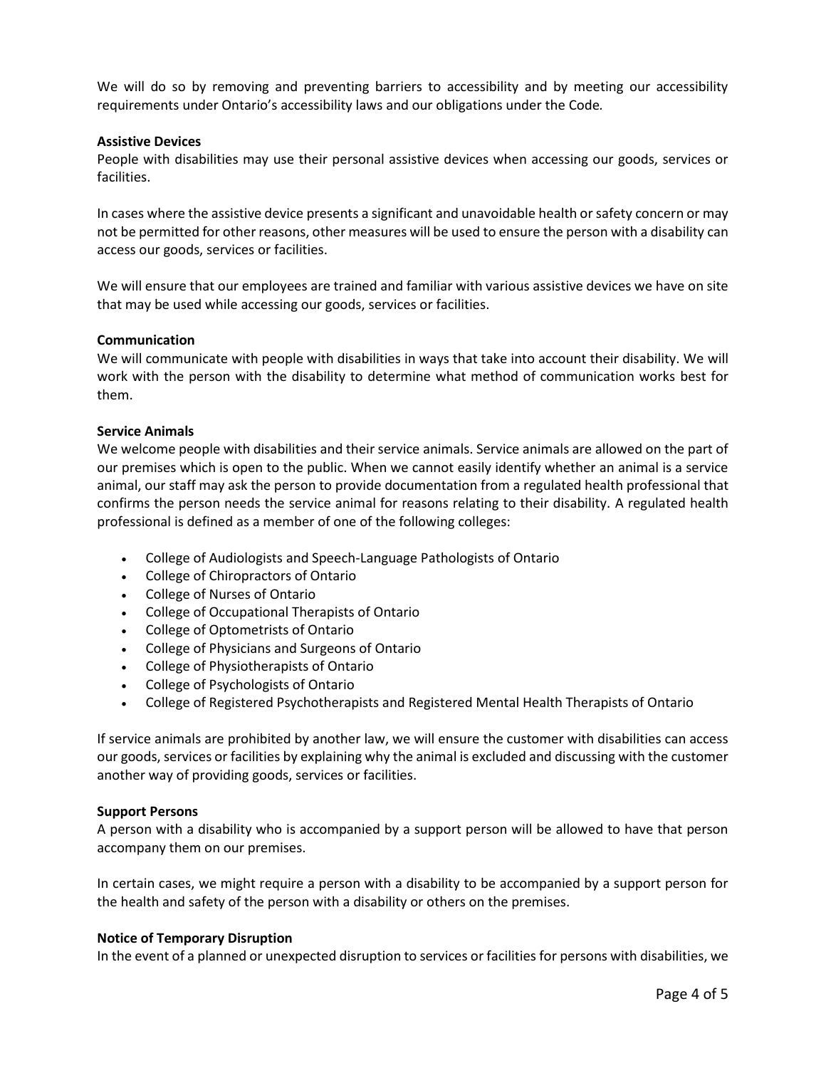We will do so by removing and preventing barriers to accessibility and by meeting our accessibility requirements under Ontario's accessibility laws and our obligations under the Code.

**Assistive Devices**

People with disabilities may use their personal assistive devices when accessing our goods, services or facilities.

In cases where the assistive device presents a significant and unavoidable health or safety concern or may not be permitted for other reasons, other measures will be used to ensure the person with a disability can access our goods, services or facilities.

We will ensure that our employees are trained and familiar with various assistive devices we have on site that may be used while accessing our goods, services or facilities.

**Communication**

We will communicate with people with disabilities in ways that take into account their disability. We will work with the person with the disability to determine what method of communication works best for them.

**Service Animals**

We welcome people with disabilities and their service animals. Service animals are allowed on the part of our premises which is open to the public. When we cannot easily identify whether an animal is a service animal, our staff may ask the person to provide documentation from a regulated health professional that confirms the person needs the service animal for reasons relating to their disability. A regulated health professional is defined as a member of one of the following colleges:

- College of Audiologists and Speech-Language Pathologists of Ontario
- College of Chiropractors of Ontario
- College of Nurses of Ontario
- College of Occupational Therapists of Ontario
- College of Optometrists of Ontario
- College of Physicians and Surgeons of Ontario
- College of Physiotherapists of Ontario
- College of Psychologists of Ontario
- College of Registered Psychotherapists and Registered Mental Health Therapists of Ontario

If service animals are prohibited by another law, we will ensure the customer with disabilities can access our goods, services or facilities by explaining why the animal is excluded and discussing with the customer another way of providing goods, services or facilities.

**Support Persons**

A person with a disability who is accompanied by a support person will be allowed to have that person accompany them on our premises.

In certain cases, we might require a person with a disability to be accompanied by a support person for the health and safety of the person with a disability or others on the premises.

**Notice of Temporary Disruption**

In the event of a planned or unexpected disruption to services or facilities for persons with disabilities, we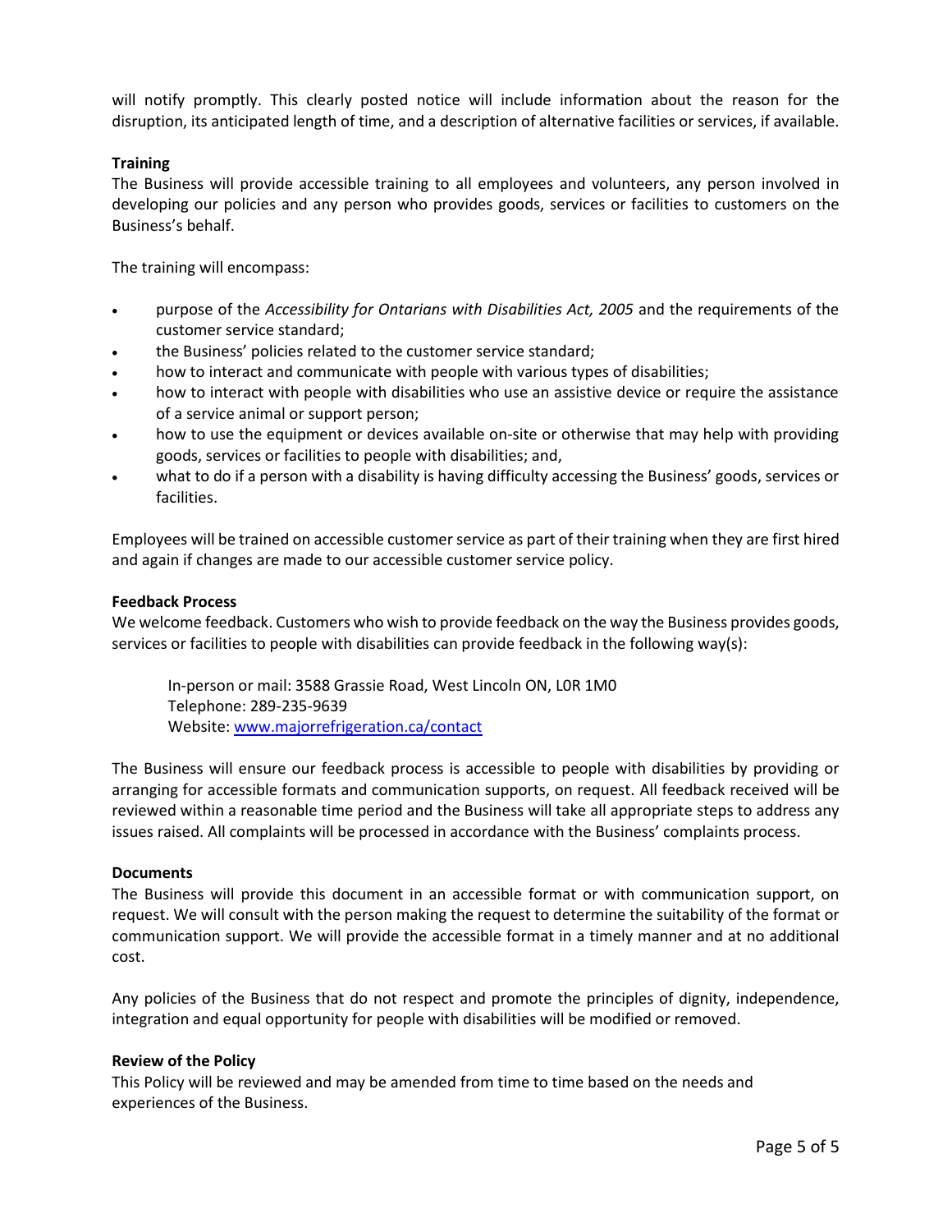will notify promptly. This clearly posted notice will include information about the reason for the disruption, its anticipated length of time, and a description of alternative facilities or services, if available.

**Training**

The Business will provide accessible training to all employees and volunteers, any person involved in developing our policies and any person who provides goods, services or facilities to customers on the Business's behalf.

The training will encompass:

- purpose of the *Accessibility for Ontarians with Disabilities Act, 2005* and the requirements of the customer service standard;
- the Business' policies related to the customer service standard;
- how to interact and communicate with people with various types of disabilities;
- how to interact with people with disabilities who use an assistive device or require the assistance of a service animal or support person;
- how to use the equipment or devices available on-site or otherwise that may help with providing goods, services or facilities to people with disabilities; and,
- what to do if a person with a disability is having difficulty accessing the Business' goods, services or facilities.

Employees will be trained on accessible customer service as part of their training when they are first hired and again if changes are made to our accessible customer service policy.

**Feedback Process**

We welcome feedback. Customers who wish to provide feedback on the way the Business provides goods, services or facilities to people with disabilities can provide feedback in the following way(s):

In-person or mail: 3588 Grassie Road, West Lincoln ON, L0R 1M0
Telephone: 289-235-9639
Website: [www.majorrefrigeration.ca/contact](www.majorrefrigeration.ca/contact)

The Business will ensure our feedback process is accessible to people with disabilities by providing or arranging for accessible formats and communication supports, on request. All feedback received will be reviewed within a reasonable time period and the Business will take all appropriate steps to address any issues raised. All complaints will be processed in accordance with the Business' complaints process.

**Documents**

The Business will provide this document in an accessible format or with communication support, on request. We will consult with the person making the request to determine the suitability of the format or communication support. We will provide the accessible format in a timely manner and at no additional cost.

Any policies of the Business that do not respect and promote the principles of dignity, independence, integration and equal opportunity for people with disabilities will be modified or removed.

**Review of the Policy**

This Policy will be reviewed and may be amended from time to time based on the needs and experiences of the Business.